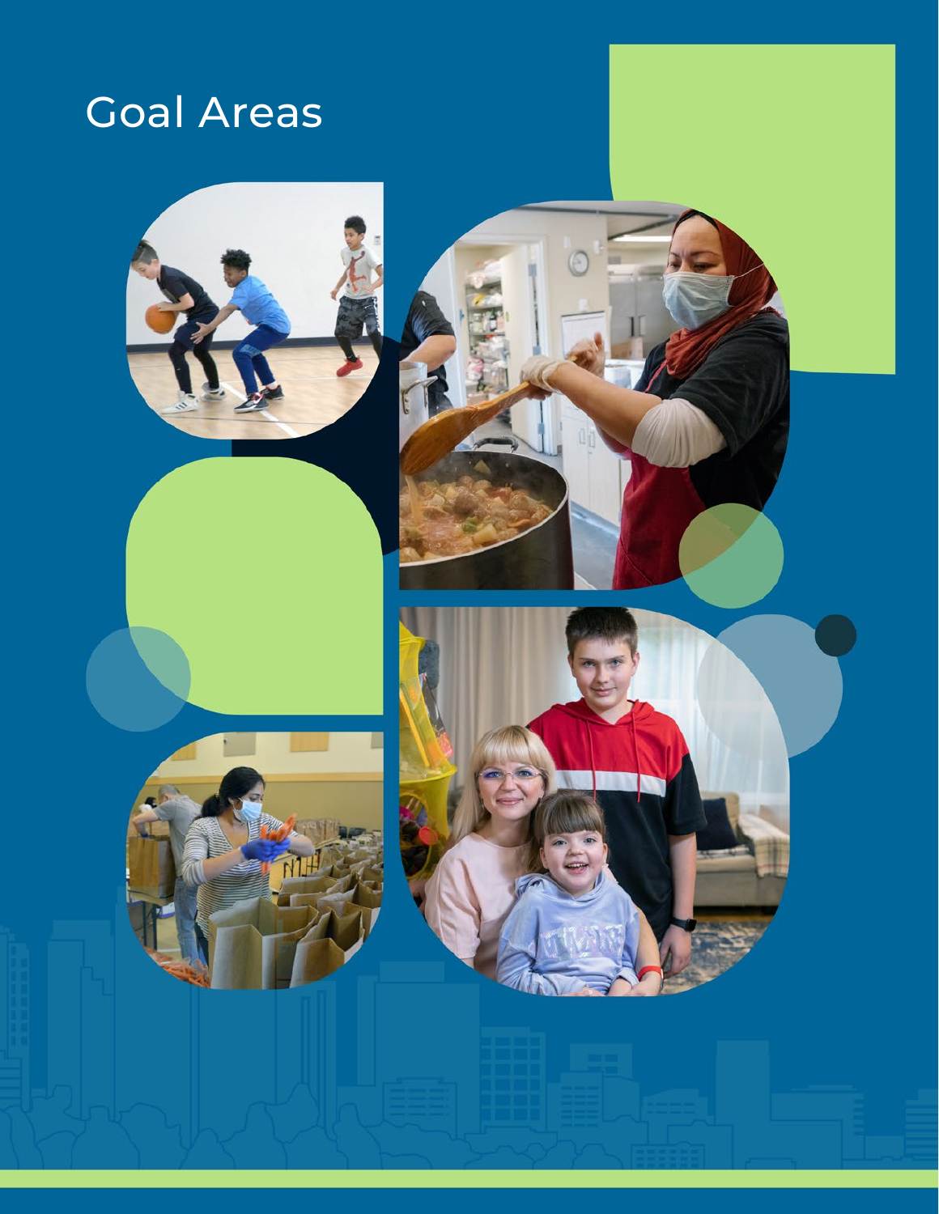# Goal Areas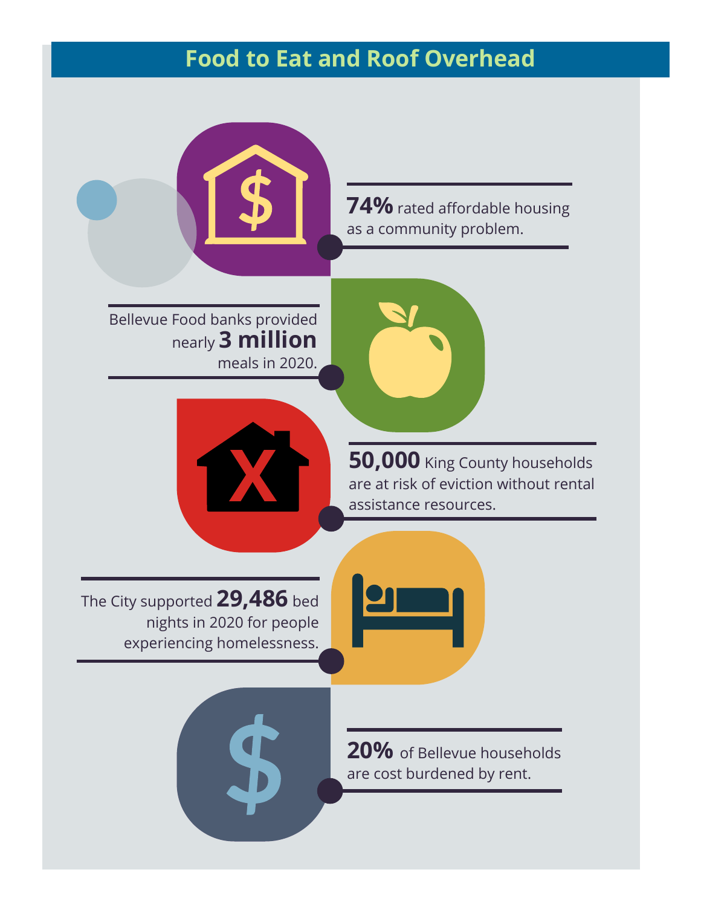# Food to Eat and Roof Overhead

**74%** rated affordable housing as a community problem.

Bellevue Food banks provided nearly **3 million** meals in 2020.

**50,000** King County households are at risk of eviction without rental assistance resources.

The City supported **29,486** bed nights in 2020 for people experiencing homelessness.

**20%** of Bellevue households are cost burdened by rent.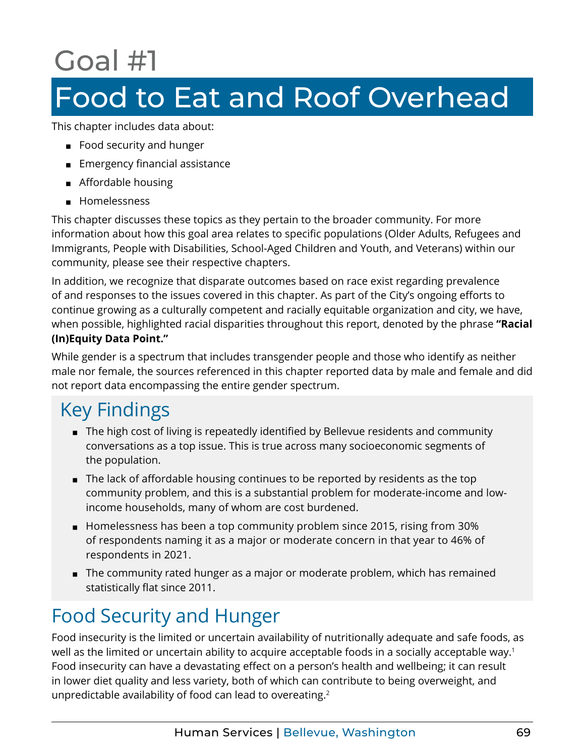# Goal #1

# Food to Eat and Roof Overhead

This chapter includes data about:

- Food security and hunger
- Emergency financial assistance
- Affordable housing
- Homelessness

This chapter discusses these topics as they pertain to the broader community. For more information about how this goal area relates to specific populations (Older Adults, Refugees and Immigrants, People with Disabilities, School-Aged Children and Youth, and Veterans) within our community, please see their respective chapters.

In addition, we recognize that disparate outcomes based on race exist regarding prevalence of and responses to the issues covered in this chapter. As part of the City's ongoing efforts to continue growing as a culturally competent and racially equitable organization and city, we have, when possible, highlighted racial disparities throughout this report, denoted by the phrase **"Racial (In)Equity Data Point."**

While gender is a spectrum that includes transgender people and those who identify as neither male nor female, the sources referenced in this chapter reported data by male and female and did not report data encompassing the entire gender spectrum.

## Key Findings

- The high cost of living is repeatedly identified by Bellevue residents and community conversations as a top issue. This is true across many socioeconomic segments of the population.
- The lack of affordable housing continues to be reported by residents as the top community problem, and this is a substantial problem for moderate-income and low-income households, many of whom are cost burdened.
- Homelessness has been a top community problem since 2015, rising from 30% of respondents naming it as a major or moderate concern in that year to 46% of respondents in 2021.
- The community rated hunger as a major or moderate problem, which has remained statistically flat since 2011.

## Food Security and Hunger

Food insecurity is the limited or uncertain availability of nutritionally adequate and safe foods, as well as the limited or uncertain ability to acquire acceptable foods in a socially acceptable way.[1] Food insecurity can have a devastating effect on a person's health and wellbeing; it can result in lower diet quality and less variety, both of which can contribute to being overweight, and unpredictable availability of food can lead to overeating.[2]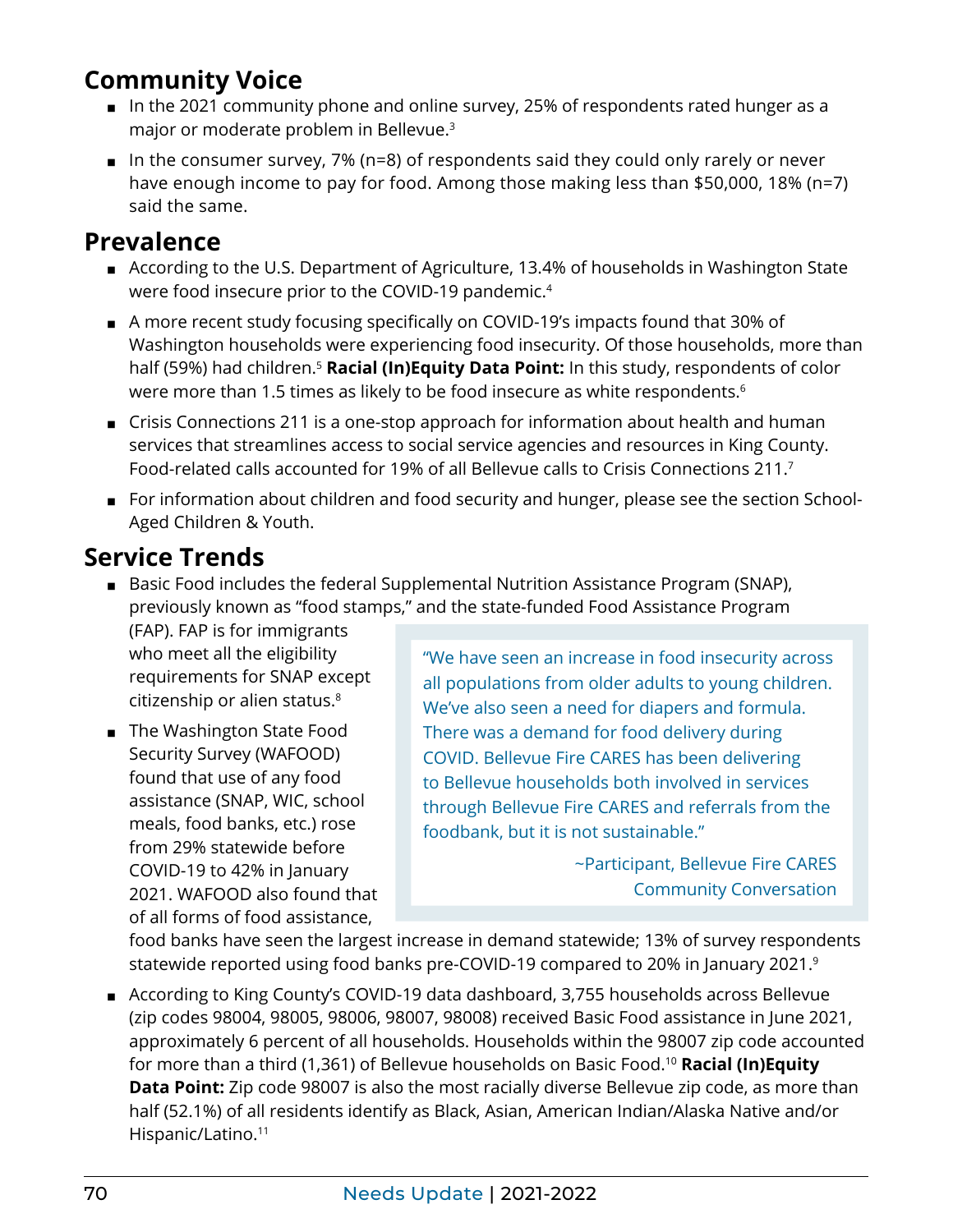## Community Voice

- In the 2021 community phone and online survey, 25% of respondents rated hunger as a major or moderate problem in Bellevue.[3]
- In the consumer survey, 7% (n=8) of respondents said they could only rarely or never have enough income to pay for food. Among those making less than $50,000, 18% (n=7) said the same.

## Prevalence

- According to the U.S. Department of Agriculture, 13.4% of households in Washington State were food insecure prior to the COVID-19 pandemic.[4]
- A more recent study focusing specifically on COVID-19's impacts found that 30% of Washington households were experiencing food insecurity. Of those households, more than half (59%) had children.[5] **Racial (In)Equity Data Point:** In this study, respondents of color were more than 1.5 times as likely to be food insecure as white respondents.[6]
- Crisis Connections 211 is a one-stop approach for information about health and human services that streamlines access to social service agencies and resources in King County. Food-related calls accounted for 19% of all Bellevue calls to Crisis Connections 211.[7]
- For information about children and food security and hunger, please see the section School-Aged Children & Youth.

## Service Trends

- Basic Food includes the federal Supplemental Nutrition Assistance Program (SNAP), previously known as "food stamps," and the state-funded Food Assistance Program (FAP). FAP is for immigrants who meet all the eligibility requirements for SNAP except citizenship or alien status.[8]
- The Washington State Food Security Survey (WAFOOD) found that use of any food assistance (SNAP, WIC, school meals, food banks, etc.) rose from 29% statewide before COVID-19 to 42% in January 2021. WAFOOD also found that of all forms of food assistance, food banks have seen the largest increase in demand statewide; 13% of survey respondents statewide reported using food banks pre-COVID-19 compared to 20% in January 2021.[9]
- According to King County's COVID-19 data dashboard, 3,755 households across Bellevue (zip codes 98004, 98005, 98006, 98007, 98008) received Basic Food assistance in June 2021, approximately 6 percent of all households. Households within the 98007 zip code accounted for more than a third (1,361) of Bellevue households on Basic Food.[10] **Racial (In)Equity Data Point:** Zip code 98007 is also the most racially diverse Bellevue zip code, as more than half (52.1%) of all residents identify as Black, Asian, American Indian/Alaska Native and/or Hispanic/Latino.[11]

> "We have seen an increase in food insecurity across all populations from older adults to young children. We've also seen a need for diapers and formula. There was a demand for food delivery during COVID. Bellevue Fire CARES has been delivering to Bellevue households both involved in services through Bellevue Fire CARES and referrals from the foodbank, but it is not sustainable."
>
> ~Participant, Bellevue Fire CARES Community Conversation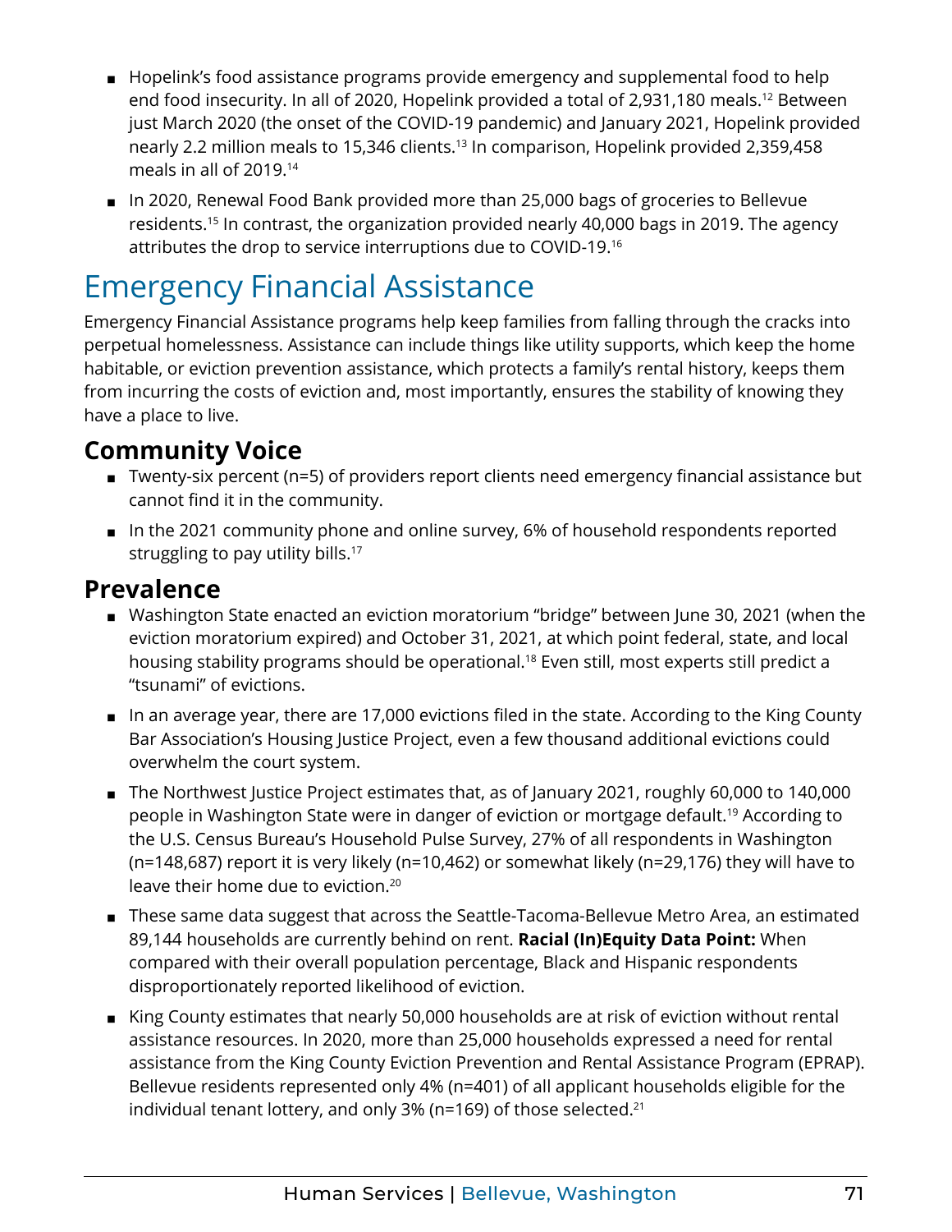- Hopelink's food assistance programs provide emergency and supplemental food to help end food insecurity. In all of 2020, Hopelink provided a total of 2,931,180 meals.[12] Between just March 2020 (the onset of the COVID-19 pandemic) and January 2021, Hopelink provided nearly 2.2 million meals to 15,346 clients.[13] In comparison, Hopelink provided 2,359,458 meals in all of 2019.[14]
- In 2020, Renewal Food Bank provided more than 25,000 bags of groceries to Bellevue residents.[15] In contrast, the organization provided nearly 40,000 bags in 2019. The agency attributes the drop to service interruptions due to COVID-19.[16]

# Emergency Financial Assistance

Emergency Financial Assistance programs help keep families from falling through the cracks into perpetual homelessness. Assistance can include things like utility supports, which keep the home habitable, or eviction prevention assistance, which protects a family's rental history, keeps them from incurring the costs of eviction and, most importantly, ensures the stability of knowing they have a place to live.

## Community Voice

- Twenty-six percent (n=5) of providers report clients need emergency financial assistance but cannot find it in the community.
- In the 2021 community phone and online survey, 6% of household respondents reported struggling to pay utility bills.[17]

## Prevalence

- Washington State enacted an eviction moratorium "bridge" between June 30, 2021 (when the eviction moratorium expired) and October 31, 2021, at which point federal, state, and local housing stability programs should be operational.[18] Even still, most experts still predict a "tsunami" of evictions.
- In an average year, there are 17,000 evictions filed in the state. According to the King County Bar Association's Housing Justice Project, even a few thousand additional evictions could overwhelm the court system.
- The Northwest Justice Project estimates that, as of January 2021, roughly 60,000 to 140,000 people in Washington State were in danger of eviction or mortgage default.[19] According to the U.S. Census Bureau's Household Pulse Survey, 27% of all respondents in Washington (n=148,687) report it is very likely (n=10,462) or somewhat likely (n=29,176) they will have to leave their home due to eviction.[20]
- These same data suggest that across the Seattle-Tacoma-Bellevue Metro Area, an estimated 89,144 households are currently behind on rent. **Racial (In)Equity Data Point:** When compared with their overall population percentage, Black and Hispanic respondents disproportionately reported likelihood of eviction.
- King County estimates that nearly 50,000 households are at risk of eviction without rental assistance resources. In 2020, more than 25,000 households expressed a need for rental assistance from the King County Eviction Prevention and Rental Assistance Program (EPRAP). Bellevue residents represented only 4% (n=401) of all applicant households eligible for the individual tenant lottery, and only 3% (n=169) of those selected.[21]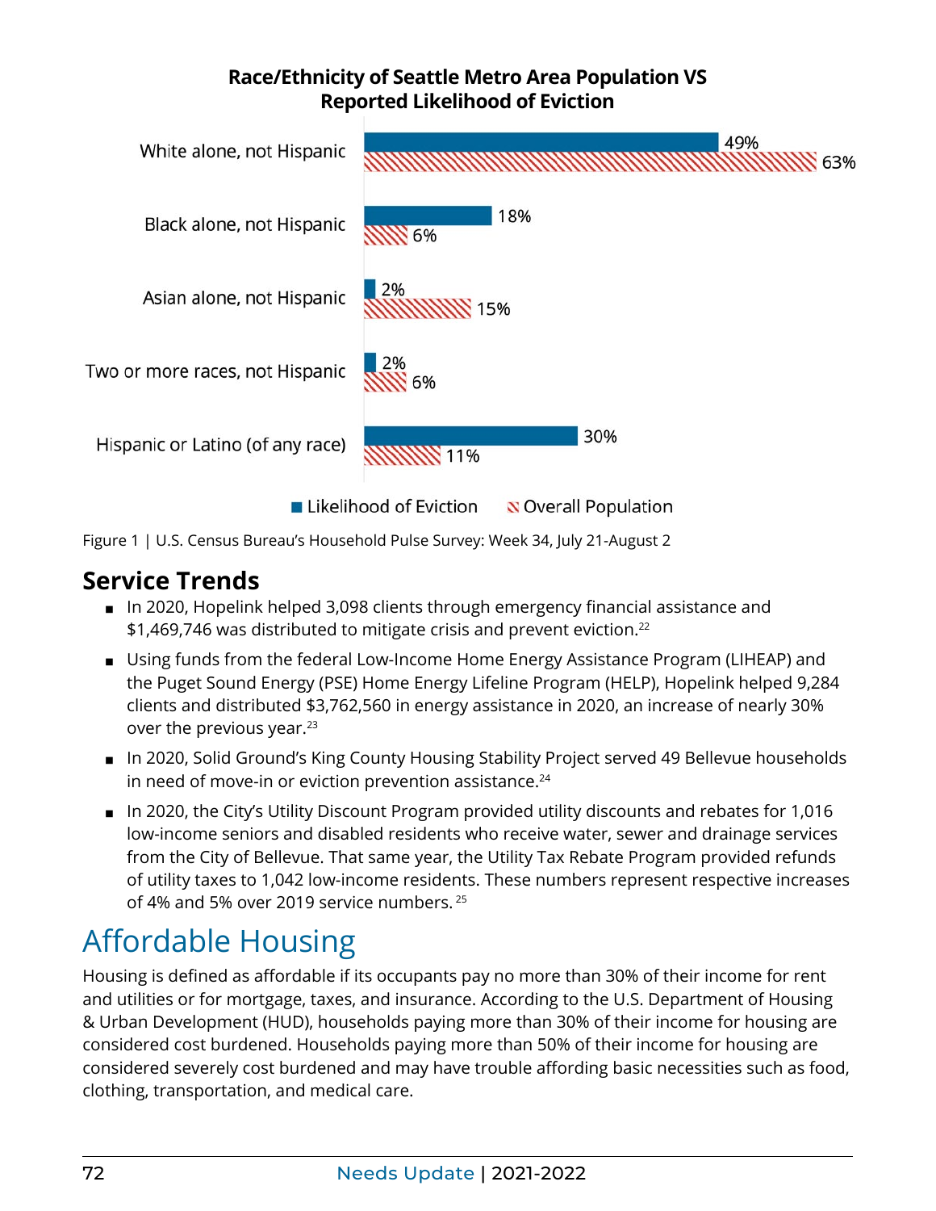**Race/Ethnicity of Seattle Metro Area Population VS Reported Likelihood of Eviction**

| | Likelihood of Eviction | Overall Population |
|---|---|---|
| White alone, not Hispanic | 49% | 63% |
| Black alone, not Hispanic | 18% | 6% |
| Asian alone, not Hispanic | 2% | 15% |
| Two or more races, not Hispanic | 2% | 6% |
| Hispanic or Latino (of any race) | 30% | 11% |

Figure 1 | U.S. Census Bureau's Household Pulse Survey: Week 34, July 21-August 2

## Service Trends

- In 2020, Hopelink helped 3,098 clients through emergency financial assistance and $1,469,746 was distributed to mitigate crisis and prevent eviction.[22]
- Using funds from the federal Low-Income Home Energy Assistance Program (LIHEAP) and the Puget Sound Energy (PSE) Home Energy Lifeline Program (HELP), Hopelink helped 9,284 clients and distributed $3,762,560 in energy assistance in 2020, an increase of nearly 30% over the previous year.[23]
- In 2020, Solid Ground's King County Housing Stability Project served 49 Bellevue households in need of move-in or eviction prevention assistance.[24]
- In 2020, the City's Utility Discount Program provided utility discounts and rebates for 1,016 low-income seniors and disabled residents who receive water, sewer and drainage services from the City of Bellevue. That same year, the Utility Tax Rebate Program provided refunds of utility taxes to 1,042 low-income residents. These numbers represent respective increases of 4% and 5% over 2019 service numbers.[25]

# Affordable Housing

Housing is defined as affordable if its occupants pay no more than 30% of their income for rent and utilities or for mortgage, taxes, and insurance. According to the U.S. Department of Housing & Urban Development (HUD), households paying more than 30% of their income for housing are considered cost burdened. Households paying more than 50% of their income for housing are considered severely cost burdened and may have trouble affording basic necessities such as food, clothing, transportation, and medical care.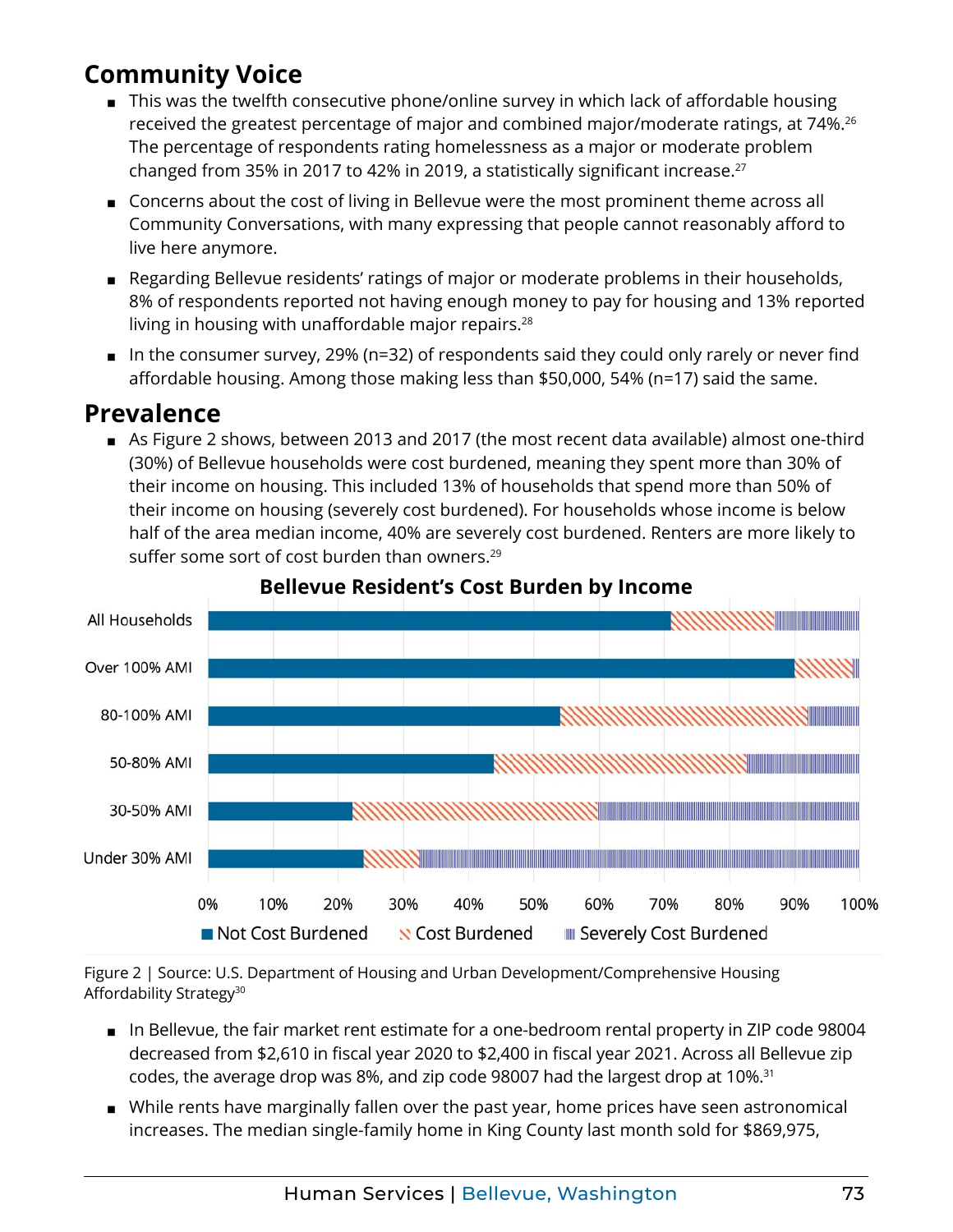## Community Voice

- This was the twelfth consecutive phone/online survey in which lack of affordable housing received the greatest percentage of major and combined major/moderate ratings, at 74%.[26] The percentage of respondents rating homelessness as a major or moderate problem changed from 35% in 2017 to 42% in 2019, a statistically significant increase.[27]
- Concerns about the cost of living in Bellevue were the most prominent theme across all Community Conversations, with many expressing that people cannot reasonably afford to live here anymore.
- Regarding Bellevue residents' ratings of major or moderate problems in their households, 8% of respondents reported not having enough money to pay for housing and 13% reported living in housing with unaffordable major repairs.[28]
- In the consumer survey, 29% (n=32) of respondents said they could only rarely or never find affordable housing. Among those making less than $50,000, 54% (n=17) said the same.

## Prevalence

- As Figure 2 shows, between 2013 and 2017 (the most recent data available) almost one-third (30%) of Bellevue households were cost burdened, meaning they spent more than 30% of their income on housing. This included 13% of households that spend more than 50% of their income on housing (severely cost burdened). For households whose income is below half of the area median income, 40% are severely cost burdened. Renters are more likely to suffer some sort of cost burden than owners.[29]

**Bellevue Resident's Cost Burden by Income**

| | Not Cost Burdened | Cost Burdened | Severely Cost Burdened |
|---|---|---|---|
| All Households | ~71% | ~16% | ~13% |
| Over 100% AMI | ~90% | ~9% | ~1% |
| 80-100% AMI | ~54% | ~38% | ~8% |
| 50-80% AMI | ~44% | ~39% | ~17% |
| 30-50% AMI | ~22% | ~38% | ~40% |
| Under 30% AMI | ~24% | ~8% | ~68% |

Figure 2 | Source: U.S. Department of Housing and Urban Development/Comprehensive Housing Affordability Strategy[30]

- In Bellevue, the fair market rent estimate for a one-bedroom rental property in ZIP code 98004 decreased from $2,610 in fiscal year 2020 to $2,400 in fiscal year 2021. Across all Bellevue zip codes, the average drop was 8%, and zip code 98007 had the largest drop at 10%.[31]
- While rents have marginally fallen over the past year, home prices have seen astronomical increases. The median single-family home in King County last month sold for $869,975,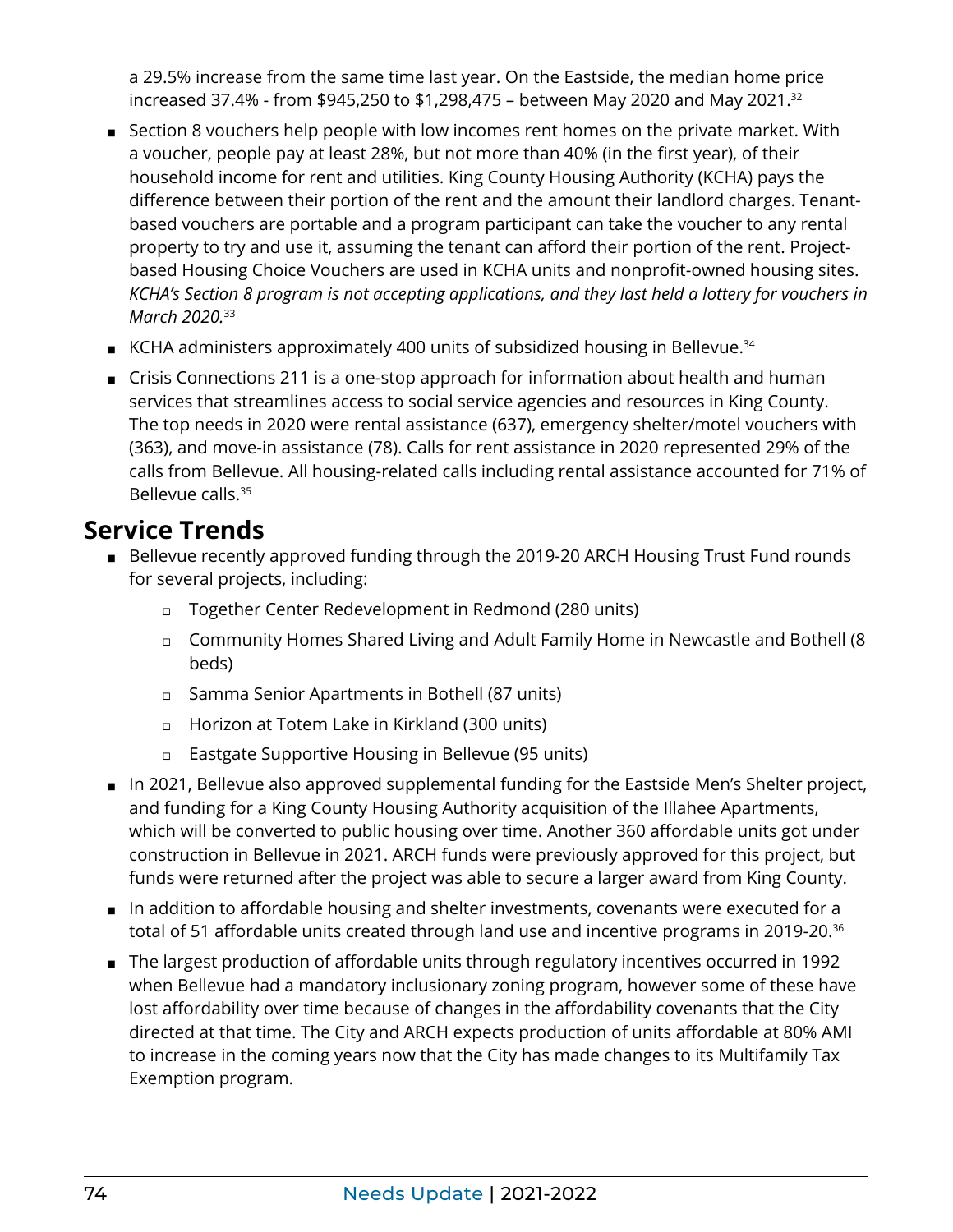a 29.5% increase from the same time last year. On the Eastside, the median home price increased 37.4% - from $945,250 to $1,298,475 – between May 2020 and May 2021.[32]

- Section 8 vouchers help people with low incomes rent homes on the private market. With a voucher, people pay at least 28%, but not more than 40% (in the first year), of their household income for rent and utilities. King County Housing Authority (KCHA) pays the difference between their portion of the rent and the amount their landlord charges. Tenant-based vouchers are portable and a program participant can take the voucher to any rental property to try and use it, assuming the tenant can afford their portion of the rent. Project-based Housing Choice Vouchers are used in KCHA units and nonprofit-owned housing sites. *KCHA's Section 8 program is not accepting applications, and they last held a lottery for vouchers in March 2020.*[33]
- KCHA administers approximately 400 units of subsidized housing in Bellevue.[34]
- Crisis Connections 211 is a one-stop approach for information about health and human services that streamlines access to social service agencies and resources in King County. The top needs in 2020 were rental assistance (637), emergency shelter/motel vouchers with (363), and move-in assistance (78). Calls for rent assistance in 2020 represented 29% of the calls from Bellevue. All housing-related calls including rental assistance accounted for 71% of Bellevue calls.[35]

## Service Trends

- Bellevue recently approved funding through the 2019-20 ARCH Housing Trust Fund rounds for several projects, including:
  - Together Center Redevelopment in Redmond (280 units)
  - Community Homes Shared Living and Adult Family Home in Newcastle and Bothell (8 beds)
  - Samma Senior Apartments in Bothell (87 units)
  - Horizon at Totem Lake in Kirkland (300 units)
  - Eastgate Supportive Housing in Bellevue (95 units)
- In 2021, Bellevue also approved supplemental funding for the Eastside Men's Shelter project, and funding for a King County Housing Authority acquisition of the Illahee Apartments, which will be converted to public housing over time. Another 360 affordable units got under construction in Bellevue in 2021. ARCH funds were previously approved for this project, but funds were returned after the project was able to secure a larger award from King County.
- In addition to affordable housing and shelter investments, covenants were executed for a total of 51 affordable units created through land use and incentive programs in 2019-20.[36]
- The largest production of affordable units through regulatory incentives occurred in 1992 when Bellevue had a mandatory inclusionary zoning program, however some of these have lost affordability over time because of changes in the affordability covenants that the City directed at that time. The City and ARCH expects production of units affordable at 80% AMI to increase in the coming years now that the City has made changes to its Multifamily Tax Exemption program.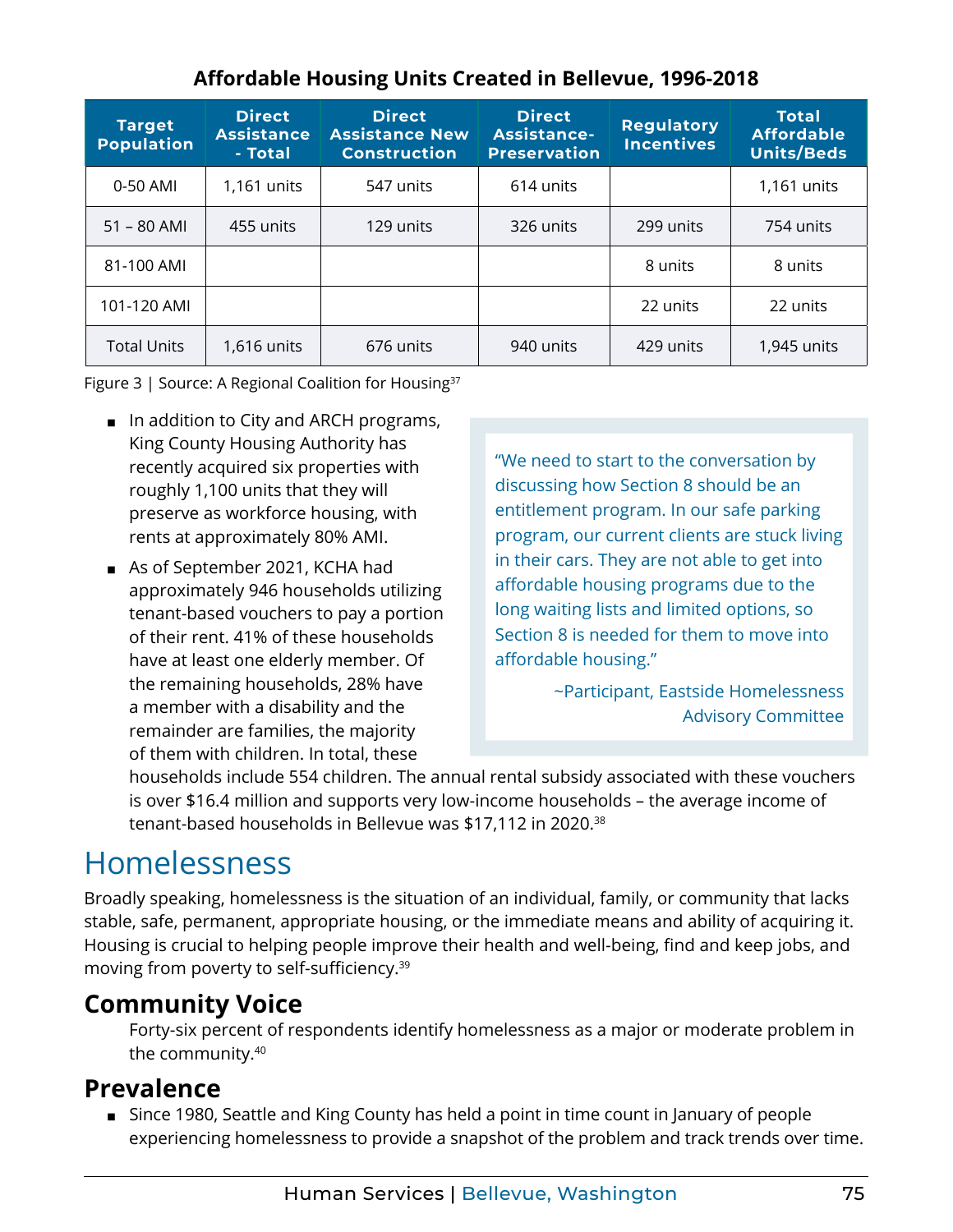**Affordable Housing Units Created in Bellevue, 1996-2018**

| Target Population | Direct Assistance - Total | Direct Assistance New Construction | Direct Assistance-Preservation | Regulatory Incentives | Total Affordable Units/Beds |
|---|---|---|---|---|---|
| 0-50 AMI | 1,161 units | 547 units | 614 units | | 1,161 units |
| 51 – 80 AMI | 455 units | 129 units | 326 units | 299 units | 754 units |
| 81-100 AMI | | | | 8 units | 8 units |
| 101-120 AMI | | | | 22 units | 22 units |
| Total Units | 1,616 units | 676 units | 940 units | 429 units | 1,945 units |

Figure 3 | Source: A Regional Coalition for Housing[37]

- In addition to City and ARCH programs, King County Housing Authority has recently acquired six properties with roughly 1,100 units that they will preserve as workforce housing, with rents at approximately 80% AMI.
- As of September 2021, KCHA had approximately 946 households utilizing tenant-based vouchers to pay a portion of their rent. 41% of these households have at least one elderly member. Of the remaining households, 28% have a member with a disability and the remainder are families, the majority of them with children. In total, these households include 554 children. The annual rental subsidy associated with these vouchers is over $16.4 million and supports very low-income households – the average income of tenant-based households in Bellevue was $17,112 in 2020.[38]

> "We need to start to the conversation by discussing how Section 8 should be an entitlement program. In our safe parking program, our current clients are stuck living in their cars. They are not able to get into affordable housing programs due to the long waiting lists and limited options, so Section 8 is needed for them to move into affordable housing."
>
> ~Participant, Eastside Homelessness Advisory Committee

# Homelessness

Broadly speaking, homelessness is the situation of an individual, family, or community that lacks stable, safe, permanent, appropriate housing, or the immediate means and ability of acquiring it. Housing is crucial to helping people improve their health and well-being, find and keep jobs, and moving from poverty to self-sufficiency.[39]

## Community Voice

Forty-six percent of respondents identify homelessness as a major or moderate problem in the community.[40]

## Prevalence

- Since 1980, Seattle and King County has held a point in time count in January of people experiencing homelessness to provide a snapshot of the problem and track trends over time.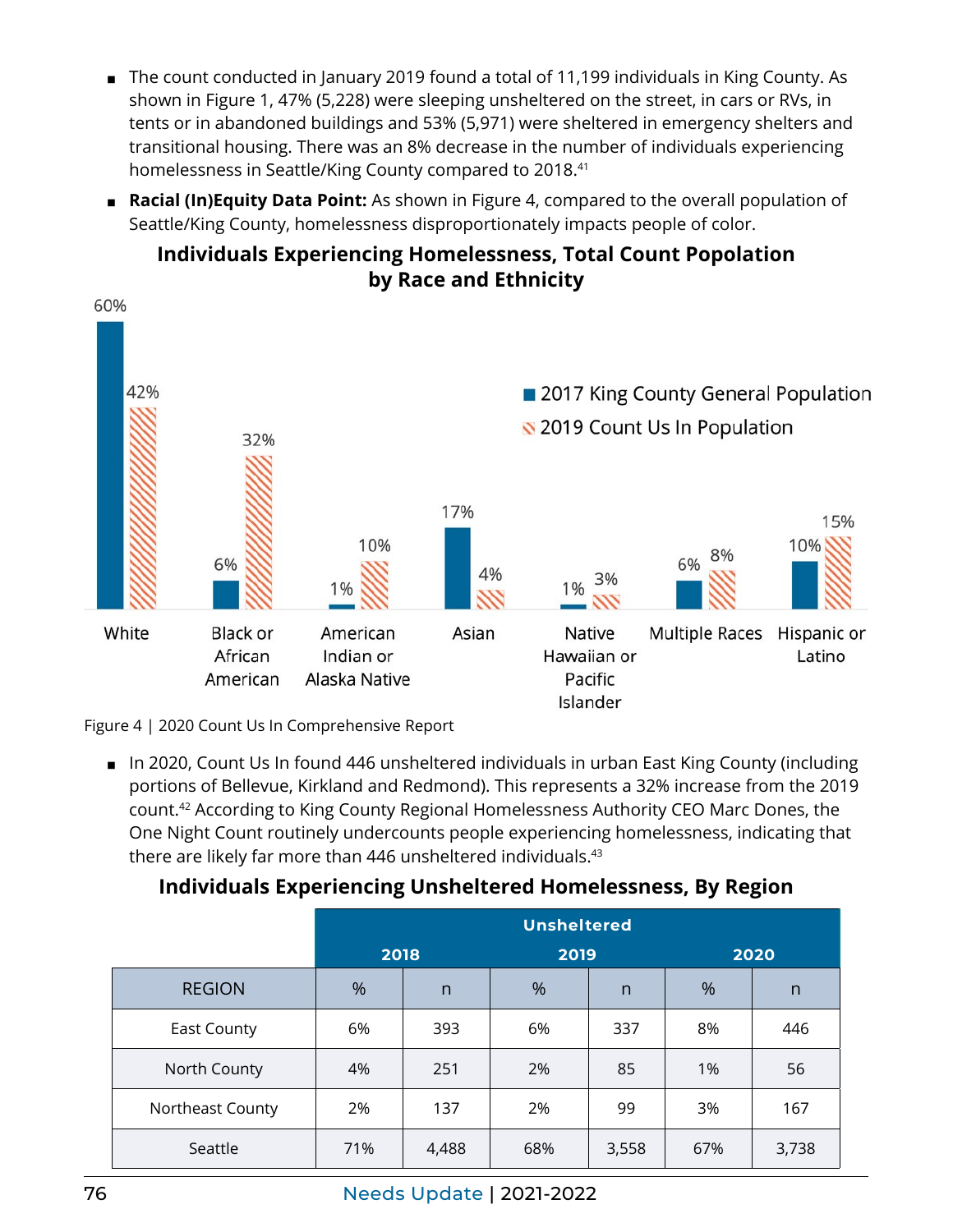- The count conducted in January 2019 found a total of 11,199 individuals in King County. As shown in Figure 1, 47% (5,228) were sleeping unsheltered on the street, in cars or RVs, in tents or in abandoned buildings and 53% (5,971) were sheltered in emergency shelters and transitional housing. There was an 8% decrease in the number of individuals experiencing homelessness in Seattle/King County compared to 2018.[41]
- **Racial (In)Equity Data Point:** As shown in Figure 4, compared to the overall population of Seattle/King County, homelessness disproportionately impacts people of color.

### Individuals Experiencing Homelessness, Total Count Popolation by Race and Ethnicity

| Race and Ethnicity | 2017 King County General Population | 2019 Count Us In Population |
|---|---|---|
| White | 60% | 42% |
| Black or African American | 6% | 32% |
| American Indian or Alaska Native | 1% | 10% |
| Asian | 17% | 4% |
| Native Hawaiian or Pacific Islander | 1% | 3% |
| Multiple Races | 6% | 8% |
| Hispanic or Latino | 10% | 15% |

Figure 4 | 2020 Count Us In Comprehensive Report

- In 2020, Count Us In found 446 unsheltered individuals in urban East King County (including portions of Bellevue, Kirkland and Redmond). This represents a 32% increase from the 2019 count.[42] According to King County Regional Homelessness Authority CEO Marc Dones, the One Night Count routinely undercounts people experiencing homelessness, indicating that there are likely far more than 446 unsheltered individuals.[43]

### Individuals Experiencing Unsheltered Homelessness, By Region

| | Unsheltered | | | | | |
|---|---|---|---|---|---|---|
| | 2018 | | 2019 | | 2020 | |
| REGION | % | n | % | n | % | n |
| East County | 6% | 393 | 6% | 337 | 8% | 446 |
| North County | 4% | 251 | 2% | 85 | 1% | 56 |
| Northeast County | 2% | 137 | 2% | 99 | 3% | 167 |
| Seattle | 71% | 4,488 | 68% | 3,558 | 67% | 3,738 |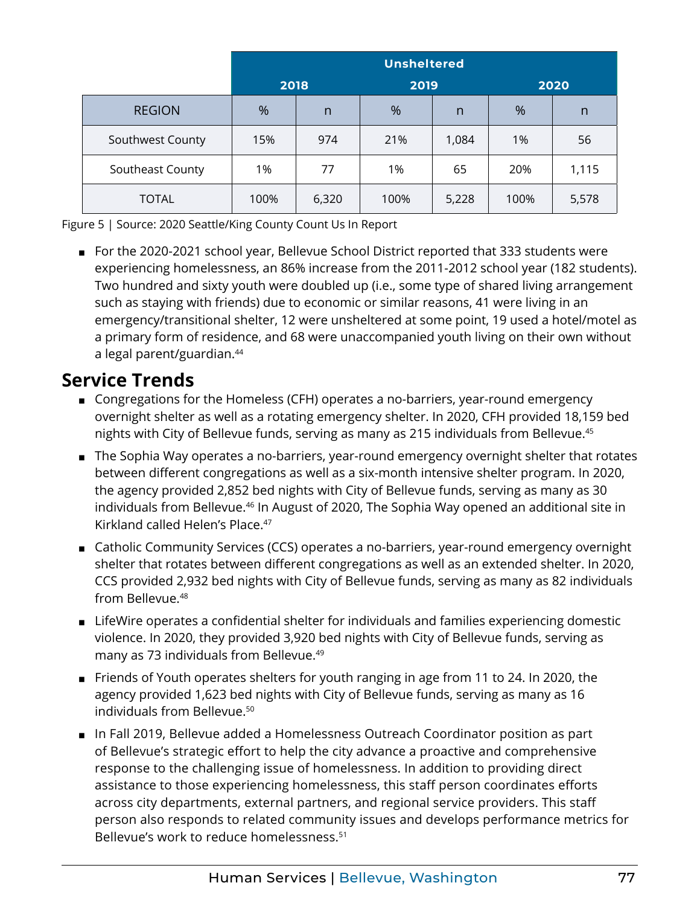| | Unsheltered | | | | | |
|---|---|---|---|---|---|---|
| | 2018 | | 2019 | | 2020 | |
| REGION | % | n | % | n | % | n |
| Southwest County | 15% | 974 | 21% | 1,084 | 1% | 56 |
| Southeast County | 1% | 77 | 1% | 65 | 20% | 1,115 |
| TOTAL | 100% | 6,320 | 100% | 5,228 | 100% | 5,578 |

Figure 5 | Source: 2020 Seattle/King County Count Us In Report

- For the 2020-2021 school year, Bellevue School District reported that 333 students were experiencing homelessness, an 86% increase from the 2011-2012 school year (182 students). Two hundred and sixty youth were doubled up (i.e., some type of shared living arrangement such as staying with friends) due to economic or similar reasons, 41 were living in an emergency/transitional shelter, 12 were unsheltered at some point, 19 used a hotel/motel as a primary form of residence, and 68 were unaccompanied youth living on their own without a legal parent/guardian.[44]

## Service Trends

- Congregations for the Homeless (CFH) operates a no-barriers, year-round emergency overnight shelter as well as a rotating emergency shelter. In 2020, CFH provided 18,159 bed nights with City of Bellevue funds, serving as many as 215 individuals from Bellevue.[45]
- The Sophia Way operates a no-barriers, year-round emergency overnight shelter that rotates between different congregations as well as a six-month intensive shelter program. In 2020, the agency provided 2,852 bed nights with City of Bellevue funds, serving as many as 30 individuals from Bellevue.[46] In August of 2020, The Sophia Way opened an additional site in Kirkland called Helen's Place.[47]
- Catholic Community Services (CCS) operates a no-barriers, year-round emergency overnight shelter that rotates between different congregations as well as an extended shelter. In 2020, CCS provided 2,932 bed nights with City of Bellevue funds, serving as many as 82 individuals from Bellevue.[48]
- LifeWire operates a confidential shelter for individuals and families experiencing domestic violence. In 2020, they provided 3,920 bed nights with City of Bellevue funds, serving as many as 73 individuals from Bellevue.[49]
- Friends of Youth operates shelters for youth ranging in age from 11 to 24. In 2020, the agency provided 1,623 bed nights with City of Bellevue funds, serving as many as 16 individuals from Bellevue.[50]
- In Fall 2019, Bellevue added a Homelessness Outreach Coordinator position as part of Bellevue's strategic effort to help the city advance a proactive and comprehensive response to the challenging issue of homelessness. In addition to providing direct assistance to those experiencing homelessness, this staff person coordinates efforts across city departments, external partners, and regional service providers. This staff person also responds to related community issues and develops performance metrics for Bellevue's work to reduce homelessness.[51]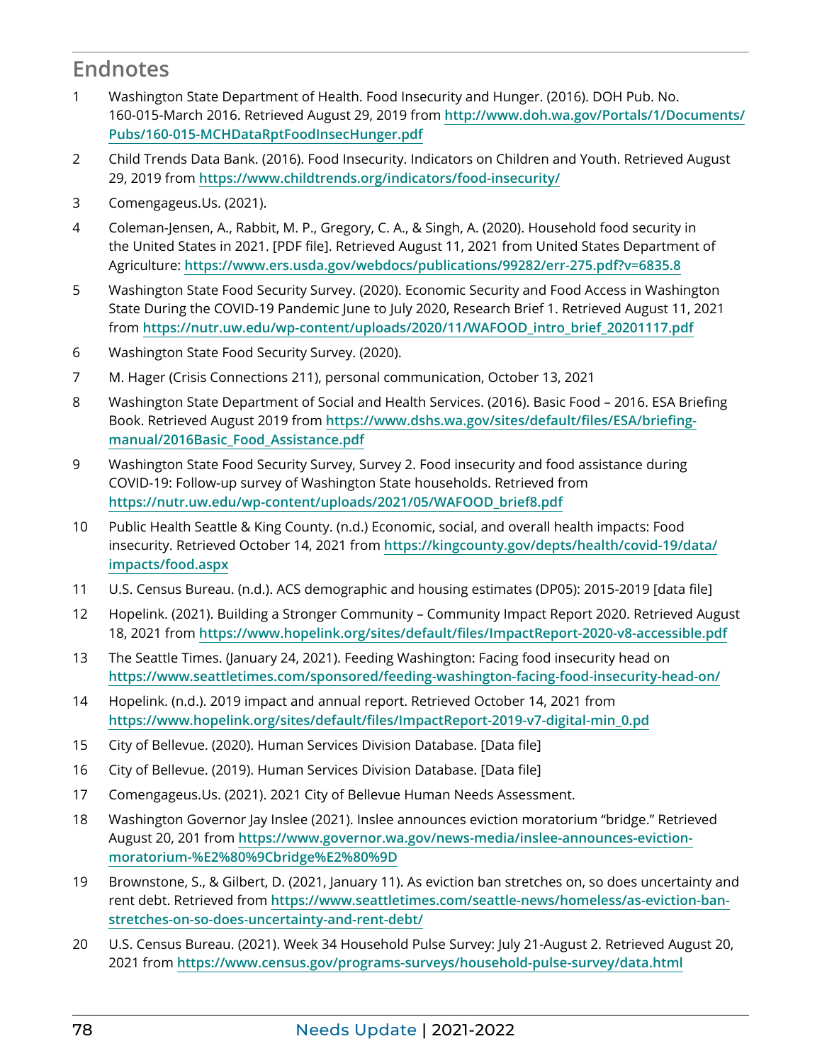## Endnotes

1. Washington State Department of Health. Food Insecurity and Hunger. (2016). DOH Pub. No. 160-015-March 2016. Retrieved August 29, 2019 from http://www.doh.wa.gov/Portals/1/Documents/Pubs/160-015-MCHDataRptFoodInsecHunger.pdf
2. Child Trends Data Bank. (2016). Food Insecurity. Indicators on Children and Youth. Retrieved August 29, 2019 from https://www.childtrends.org/indicators/food-insecurity/
3. Comengageus.Us. (2021).
4. Coleman-Jensen, A., Rabbit, M. P., Gregory, C. A., & Singh, A. (2020). Household food security in the United States in 2021. [PDF file]. Retrieved August 11, 2021 from United States Department of Agriculture: https://www.ers.usda.gov/webdocs/publications/99282/err-275.pdf?v=6835.8
5. Washington State Food Security Survey. (2020). Economic Security and Food Access in Washington State During the COVID-19 Pandemic June to July 2020, Research Brief 1. Retrieved August 11, 2021 from https://nutr.uw.edu/wp-content/uploads/2020/11/WAFOOD_intro_brief_20201117.pdf
6. Washington State Food Security Survey. (2020).
7. M. Hager (Crisis Connections 211), personal communication, October 13, 2021
8. Washington State Department of Social and Health Services. (2016). Basic Food – 2016. ESA Briefing Book. Retrieved August 2019 from https://www.dshs.wa.gov/sites/default/files/ESA/briefing-manual/2016Basic_Food_Assistance.pdf
9. Washington State Food Security Survey, Survey 2. Food insecurity and food assistance during COVID-19: Follow-up survey of Washington State households. Retrieved from https://nutr.uw.edu/wp-content/uploads/2021/05/WAFOOD_brief8.pdf
10. Public Health Seattle & King County. (n.d.) Economic, social, and overall health impacts: Food insecurity. Retrieved October 14, 2021 from https://kingcounty.gov/depts/health/covid-19/data/impacts/food.aspx
11. U.S. Census Bureau. (n.d.). ACS demographic and housing estimates (DP05): 2015-2019 [data file]
12. Hopelink. (2021). Building a Stronger Community – Community Impact Report 2020. Retrieved August 18, 2021 from https://www.hopelink.org/sites/default/files/ImpactReport-2020-v8-accessible.pdf
13. The Seattle Times. (January 24, 2021). Feeding Washington: Facing food insecurity head on https://www.seattletimes.com/sponsored/feeding-washington-facing-food-insecurity-head-on/
14. Hopelink. (n.d.). 2019 impact and annual report. Retrieved October 14, 2021 from https://www.hopelink.org/sites/default/files/ImpactReport-2019-v7-digital-min_0.pd
15. City of Bellevue. (2020). Human Services Division Database. [Data file]
16. City of Bellevue. (2019). Human Services Division Database. [Data file]
17. Comengageus.Us. (2021). 2021 City of Bellevue Human Needs Assessment.
18. Washington Governor Jay Inslee (2021). Inslee announces eviction moratorium "bridge." Retrieved August 20, 201 from https://www.governor.wa.gov/news-media/inslee-announces-eviction-moratorium-%E2%80%9Cbridge%E2%80%9D
19. Brownstone, S., & Gilbert, D. (2021, January 11). As eviction ban stretches on, so does uncertainty and rent debt. Retrieved from https://www.seattletimes.com/seattle-news/homeless/as-eviction-ban-stretches-on-so-does-uncertainty-and-rent-debt/
20. U.S. Census Bureau. (2021). Week 34 Household Pulse Survey: July 21-August 2. Retrieved August 20, 2021 from https://www.census.gov/programs-surveys/household-pulse-survey/data.html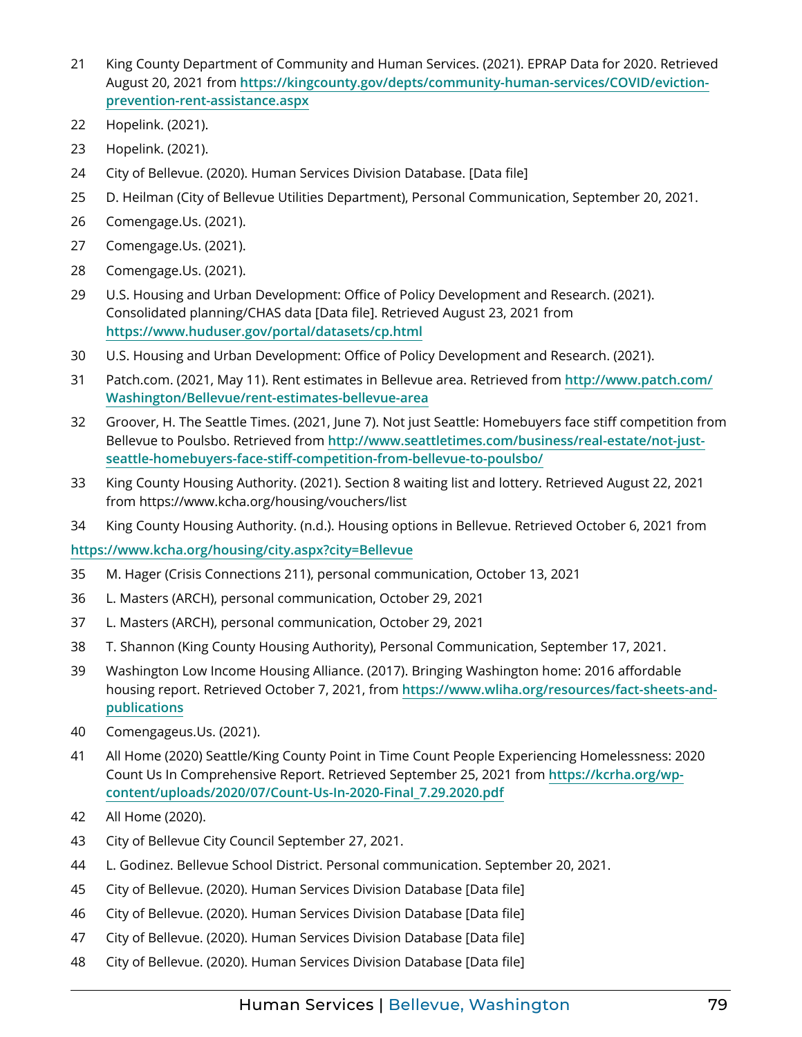21 King County Department of Community and Human Services. (2021). EPRAP Data for 2020. Retrieved August 20, 2021 from https://kingcounty.gov/depts/community-human-services/COVID/eviction-prevention-rent-assistance.aspx

22 Hopelink. (2021).

23 Hopelink. (2021).

24 City of Bellevue. (2020). Human Services Division Database. [Data file]

25 D. Heilman (City of Bellevue Utilities Department), Personal Communication, September 20, 2021.

26 Comengage.Us. (2021).

27 Comengage.Us. (2021).

28 Comengage.Us. (2021).

29 U.S. Housing and Urban Development: Office of Policy Development and Research. (2021). Consolidated planning/CHAS data [Data file]. Retrieved August 23, 2021 from https://www.huduser.gov/portal/datasets/cp.html

30 U.S. Housing and Urban Development: Office of Policy Development and Research. (2021).

31 Patch.com. (2021, May 11). Rent estimates in Bellevue area. Retrieved from http://www.patch.com/Washington/Bellevue/rent-estimates-bellevue-area

32 Groover, H. The Seattle Times. (2021, June 7). Not just Seattle: Homebuyers face stiff competition from Bellevue to Poulsbo. Retrieved from http://www.seattletimes.com/business/real-estate/not-just-seattle-homebuyers-face-stiff-competition-from-bellevue-to-poulsbo/

33 King County Housing Authority. (2021). Section 8 waiting list and lottery. Retrieved August 22, 2021 from https://www.kcha.org/housing/vouchers/list

34 King County Housing Authority. (n.d.). Housing options in Bellevue. Retrieved October 6, 2021 from https://www.kcha.org/housing/city.aspx?city=Bellevue

35 M. Hager (Crisis Connections 211), personal communication, October 13, 2021

36 L. Masters (ARCH), personal communication, October 29, 2021

37 L. Masters (ARCH), personal communication, October 29, 2021

38 T. Shannon (King County Housing Authority), Personal Communication, September 17, 2021.

39 Washington Low Income Housing Alliance. (2017). Bringing Washington home: 2016 affordable housing report. Retrieved October 7, 2021, from https://www.wliha.org/resources/fact-sheets-and-publications

40 Comengageus.Us. (2021).

41 All Home (2020) Seattle/King County Point in Time Count People Experiencing Homelessness: 2020 Count Us In Comprehensive Report. Retrieved September 25, 2021 from https://kcrha.org/wp-content/uploads/2020/07/Count-Us-In-2020-Final_7.29.2020.pdf

42 All Home (2020).

43 City of Bellevue City Council September 27, 2021.

44 L. Godinez. Bellevue School District. Personal communication. September 20, 2021.

45 City of Bellevue. (2020). Human Services Division Database [Data file]

46 City of Bellevue. (2020). Human Services Division Database [Data file]

47 City of Bellevue. (2020). Human Services Division Database [Data file]

48 City of Bellevue. (2020). Human Services Division Database [Data file]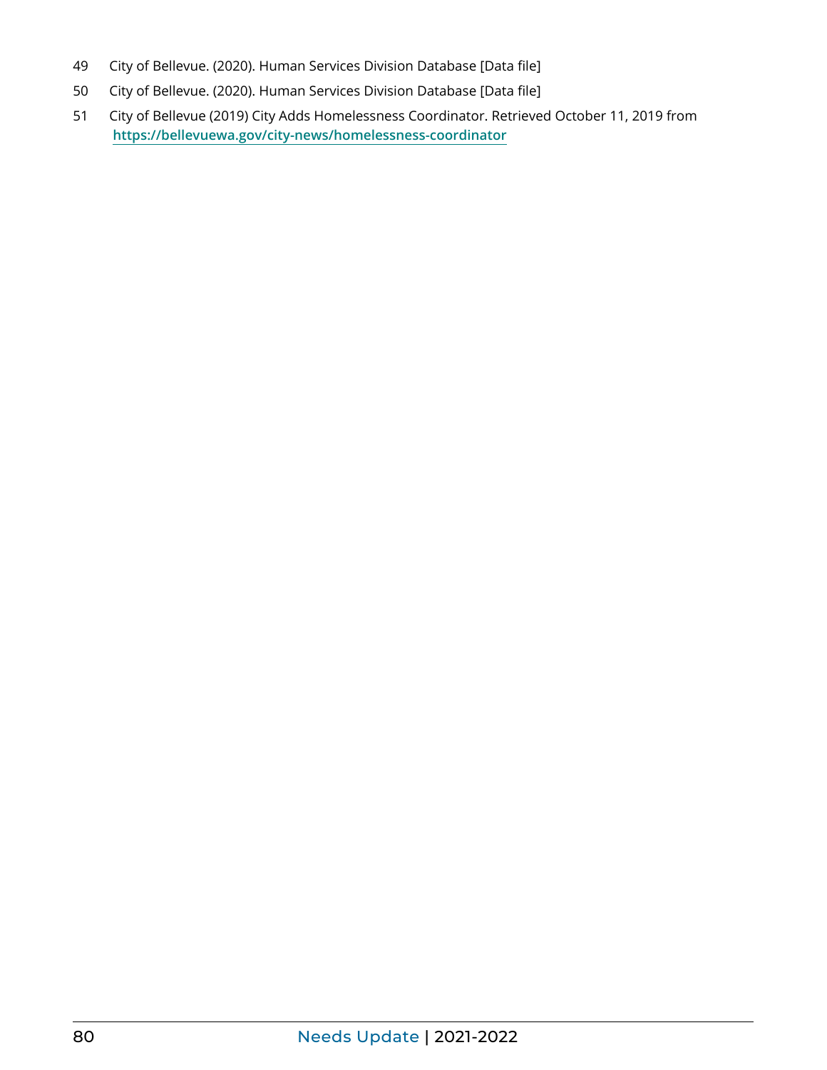49 City of Bellevue. (2020). Human Services Division Database [Data file]

50 City of Bellevue. (2020). Human Services Division Database [Data file]

51 City of Bellevue (2019) City Adds Homelessness Coordinator. Retrieved October 11, 2019 from **https://bellevuewa.gov/city-news/homelessness-coordinator**